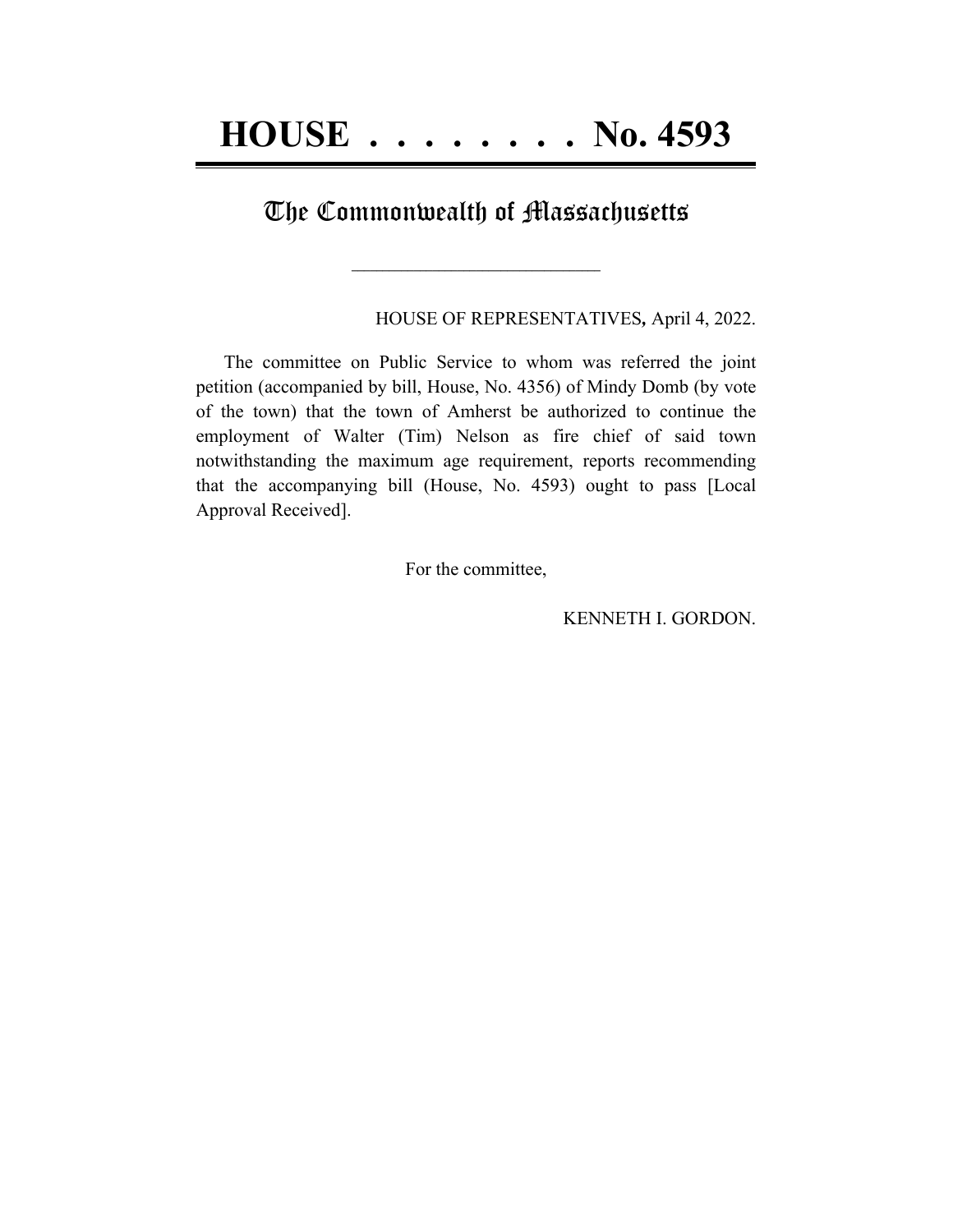# HOUSE . . . . . . . . No. 4593

## The Commonwealth of Massachusetts

\_\_\_\_\_\_\_\_\_\_\_\_\_\_\_\_\_\_\_\_\_\_\_\_\_\_\_\_

HOUSE OF REPRESENTATIVES**,** April 4, 2022.

The committee on Public Service to whom was referred the joint petition (accompanied by bill, House, No. 4356) of Mindy Domb (by vote of the town) that the town of Amherst be authorized to continue the employment of Walter (Tim) Nelson as fire chief of said town notwithstanding the maximum age requirement, reports recommending that the accompanying bill (House, No. 4593) ought to pass [Local Approval Received].

For the committee,

KENNETH I. GORDON.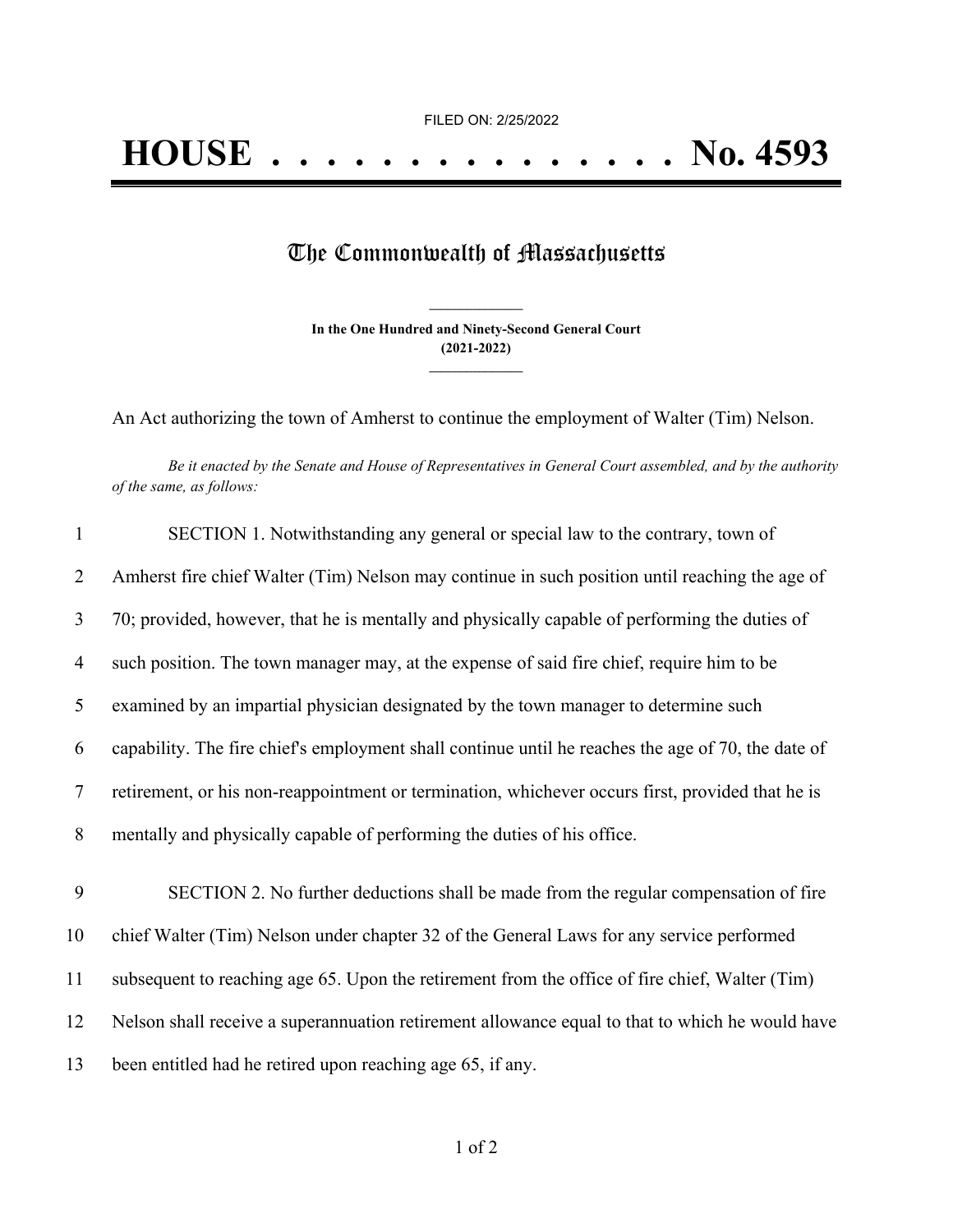FILED ON: 2/25/2022

# HOUSE . . . . . . . . . . . . . . . No. 4593

## The Commonwealth of Massachusetts

**In the One Hundred and Ninety-Second General Court**
**(2021-2022)**

An Act authorizing the town of Amherst to continue the employment of Walter (Tim) Nelson.

*Be it enacted by the Senate and House of Representatives in General Court assembled, and by the authority of the same, as follows:*

1 SECTION 1. Notwithstanding any general or special law to the contrary, town of
2 Amherst fire chief Walter (Tim) Nelson may continue in such position until reaching the age of
3 70; provided, however, that he is mentally and physically capable of performing the duties of
4 such position. The town manager may, at the expense of said fire chief, require him to be
5 examined by an impartial physician designated by the town manager to determine such
6 capability. The fire chief's employment shall continue until he reaches the age of 70, the date of
7 retirement, or his non-reappointment or termination, whichever occurs first, provided that he is
8 mentally and physically capable of performing the duties of his office.

9 SECTION 2. No further deductions shall be made from the regular compensation of fire
10 chief Walter (Tim) Nelson under chapter 32 of the General Laws for any service performed
11 subsequent to reaching age 65. Upon the retirement from the office of fire chief, Walter (Tim)
12 Nelson shall receive a superannuation retirement allowance equal to that to which he would have
13 been entitled had he retired upon reaching age 65, if any.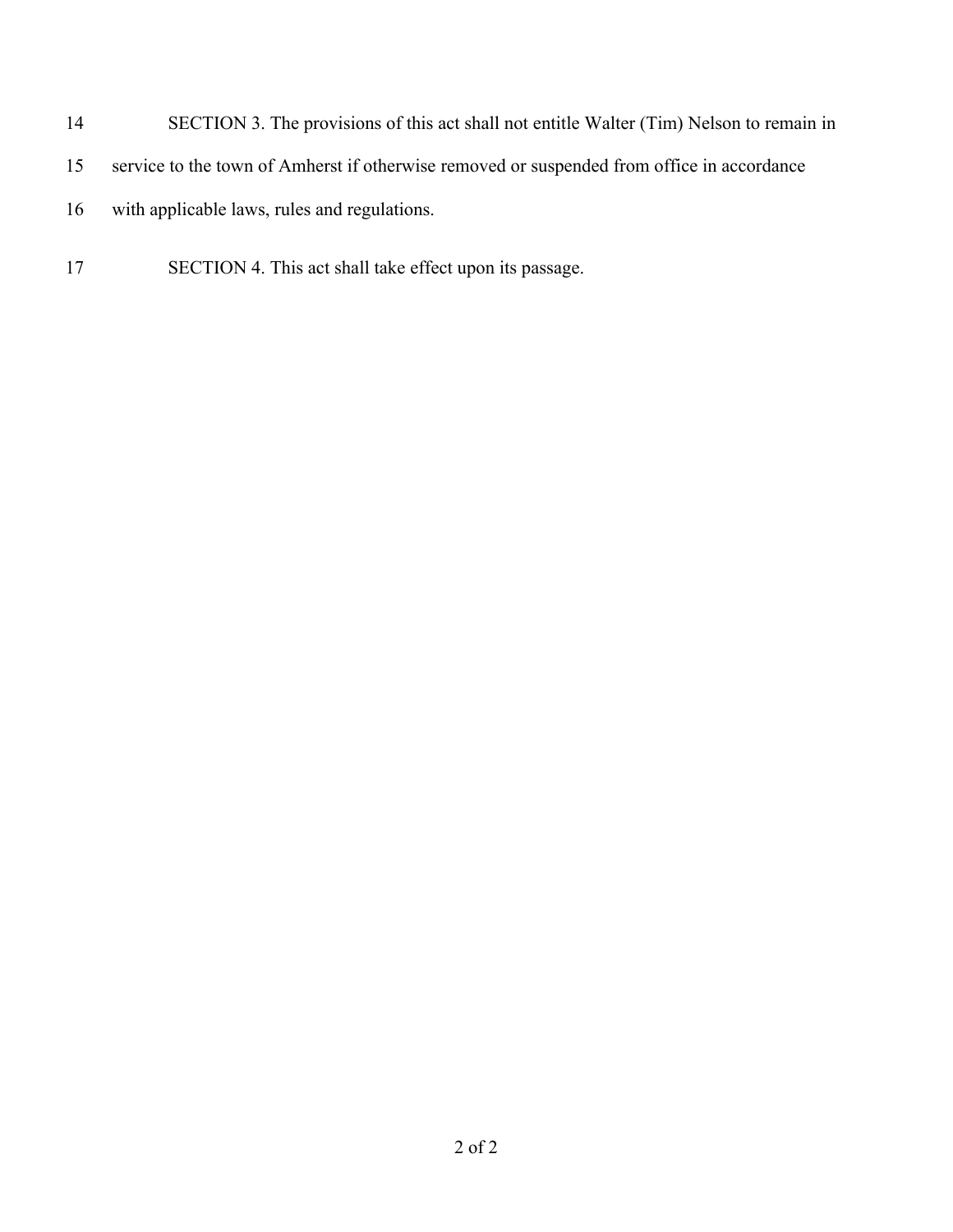SECTION 3. The provisions of this act shall not entitle Walter (Tim) Nelson to remain in service to the town of Amherst if otherwise removed or suspended from office in accordance with applicable laws, rules and regulations.

SECTION 4. This act shall take effect upon its passage.